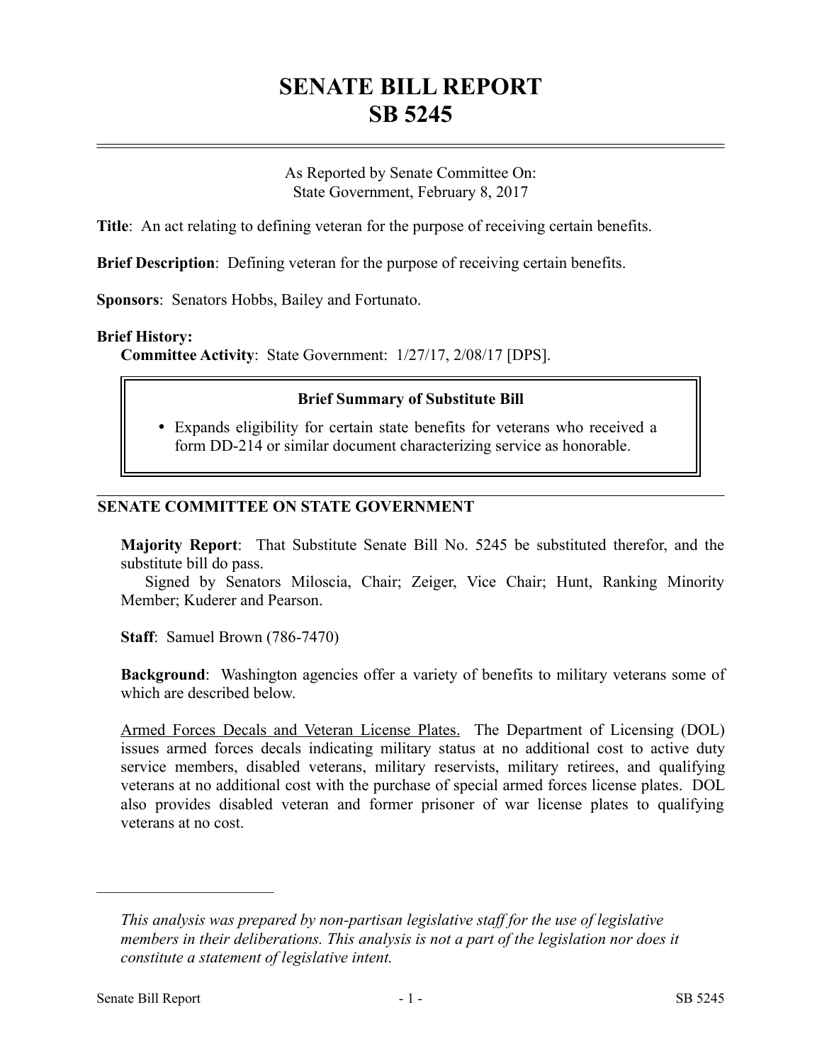# SENATE BILL REPORT
# SB 5245

As Reported by Senate Committee On:
State Government, February 8, 2017

**Title**: An act relating to defining veteran for the purpose of receiving certain benefits.

**Brief Description**: Defining veteran for the purpose of receiving certain benefits.

**Sponsors**: Senators Hobbs, Bailey and Fortunato.

**Brief History:**

**Committee Activity**: State Government: 1/27/17, 2/08/17 [DPS].

**Brief Summary of Substitute Bill**

- Expands eligibility for certain state benefits for veterans who received a form DD-214 or similar document characterizing service as honorable.

## SENATE COMMITTEE ON STATE GOVERNMENT

**Majority Report**: That Substitute Senate Bill No. 5245 be substituted therefor, and the substitute bill do pass.

Signed by Senators Miloscia, Chair; Zeiger, Vice Chair; Hunt, Ranking Minority Member; Kuderer and Pearson.

**Staff**: Samuel Brown (786-7470)

**Background**: Washington agencies offer a variety of benefits to military veterans some of which are described below.

Armed Forces Decals and Veteran License Plates. The Department of Licensing (DOL) issues armed forces decals indicating military status at no additional cost to active duty service members, disabled veterans, military reservists, military retirees, and qualifying veterans at no additional cost with the purchase of special armed forces license plates. DOL also provides disabled veteran and former prisoner of war license plates to qualifying veterans at no cost.

---

*This analysis was prepared by non-partisan legislative staff for the use of legislative members in their deliberations. This analysis is not a part of the legislation nor does it constitute a statement of legislative intent.*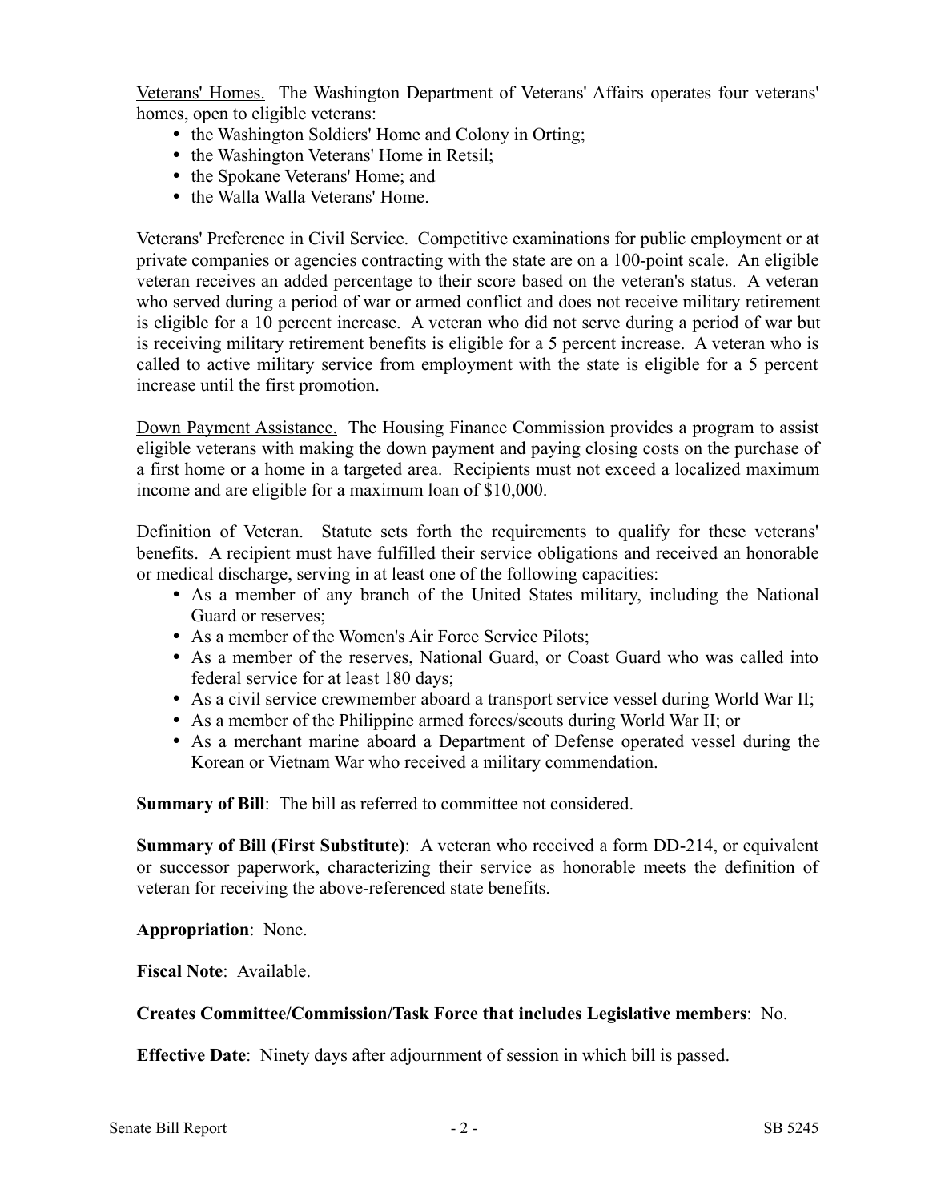Veterans' Homes. The Washington Department of Veterans' Affairs operates four veterans' homes, open to eligible veterans:

- the Washington Soldiers' Home and Colony in Orting;
- the Washington Veterans' Home in Retsil;
- the Spokane Veterans' Home; and
- the Walla Walla Veterans' Home.

Veterans' Preference in Civil Service. Competitive examinations for public employment or at private companies or agencies contracting with the state are on a 100-point scale. An eligible veteran receives an added percentage to their score based on the veteran's status. A veteran who served during a period of war or armed conflict and does not receive military retirement is eligible for a 10 percent increase. A veteran who did not serve during a period of war but is receiving military retirement benefits is eligible for a 5 percent increase. A veteran who is called to active military service from employment with the state is eligible for a 5 percent increase until the first promotion.

Down Payment Assistance. The Housing Finance Commission provides a program to assist eligible veterans with making the down payment and paying closing costs on the purchase of a first home or a home in a targeted area. Recipients must not exceed a localized maximum income and are eligible for a maximum loan of $10,000.

Definition of Veteran. Statute sets forth the requirements to qualify for these veterans' benefits. A recipient must have fulfilled their service obligations and received an honorable or medical discharge, serving in at least one of the following capacities:

- As a member of any branch of the United States military, including the National Guard or reserves;
- As a member of the Women's Air Force Service Pilots;
- As a member of the reserves, National Guard, or Coast Guard who was called into federal service for at least 180 days;
- As a civil service crewmember aboard a transport service vessel during World War II;
- As a member of the Philippine armed forces/scouts during World War II; or
- As a merchant marine aboard a Department of Defense operated vessel during the Korean or Vietnam War who received a military commendation.

**Summary of Bill**: The bill as referred to committee not considered.

**Summary of Bill (First Substitute)**: A veteran who received a form DD-214, or equivalent or successor paperwork, characterizing their service as honorable meets the definition of veteran for receiving the above-referenced state benefits.

**Appropriation**: None.

**Fiscal Note**: Available.

**Creates Committee/Commission/Task Force that includes Legislative members**: No.

**Effective Date**: Ninety days after adjournment of session in which bill is passed.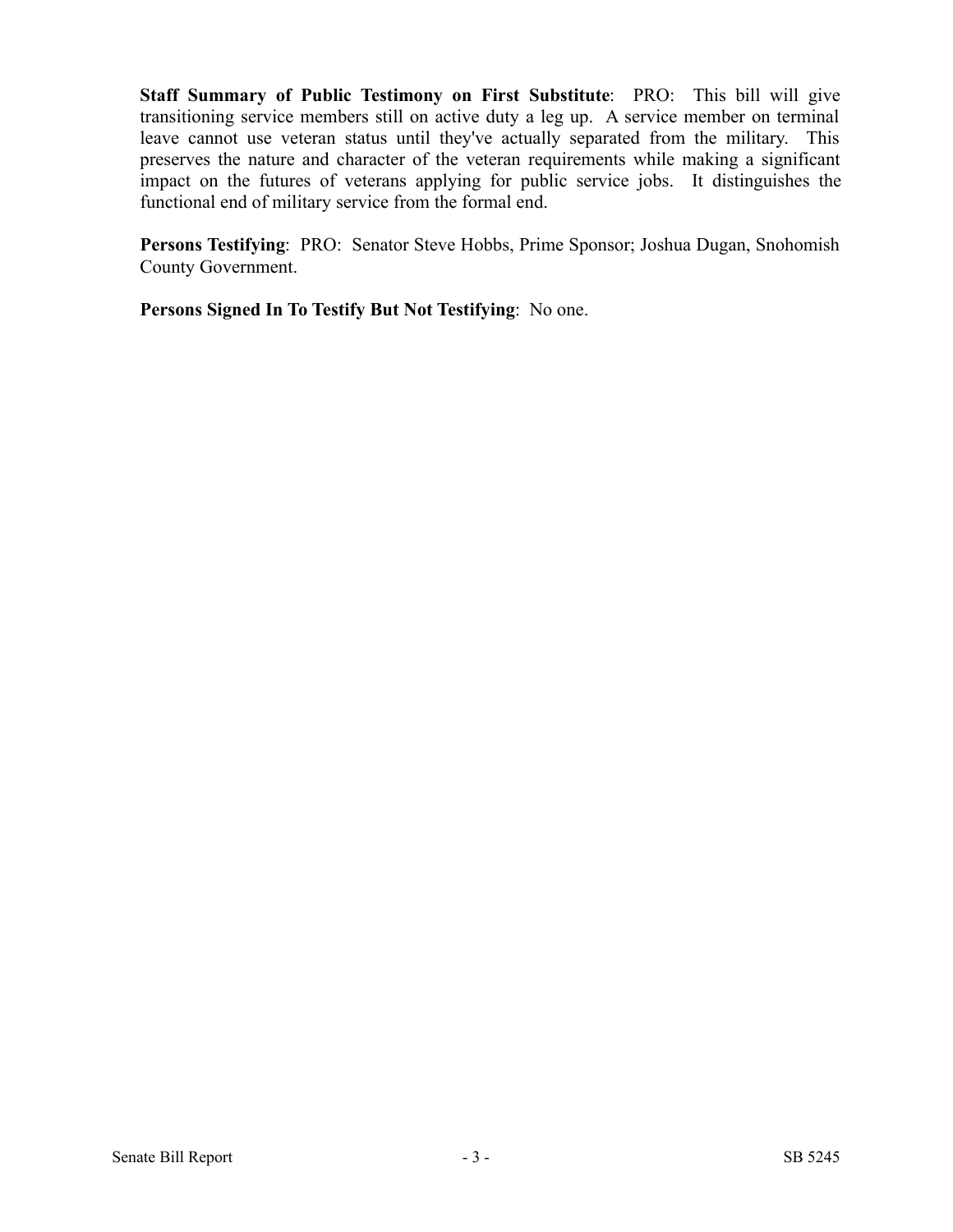**Staff Summary of Public Testimony on First Substitute**: PRO: This bill will give transitioning service members still on active duty a leg up. A service member on terminal leave cannot use veteran status until they've actually separated from the military. This preserves the nature and character of the veteran requirements while making a significant impact on the futures of veterans applying for public service jobs. It distinguishes the functional end of military service from the formal end.

**Persons Testifying**: PRO: Senator Steve Hobbs, Prime Sponsor; Joshua Dugan, Snohomish County Government.

**Persons Signed In To Testify But Not Testifying**: No one.